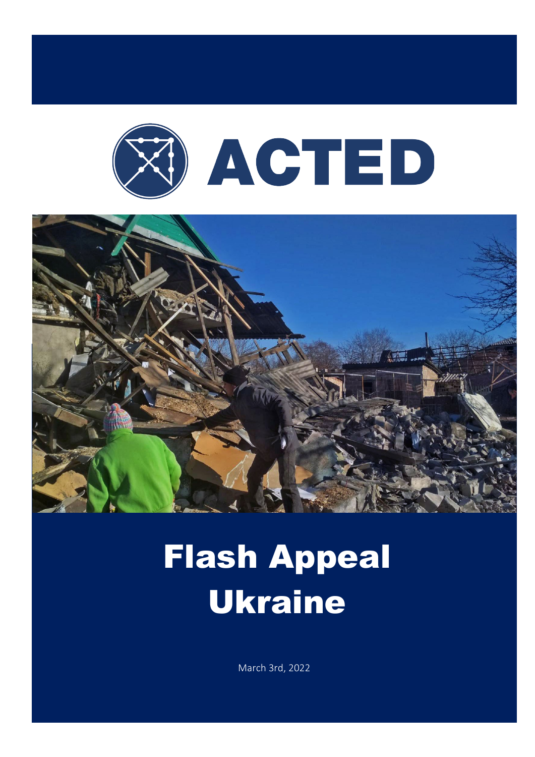ACTED

# Flash Appeal Ukraine

March 3rd, 2022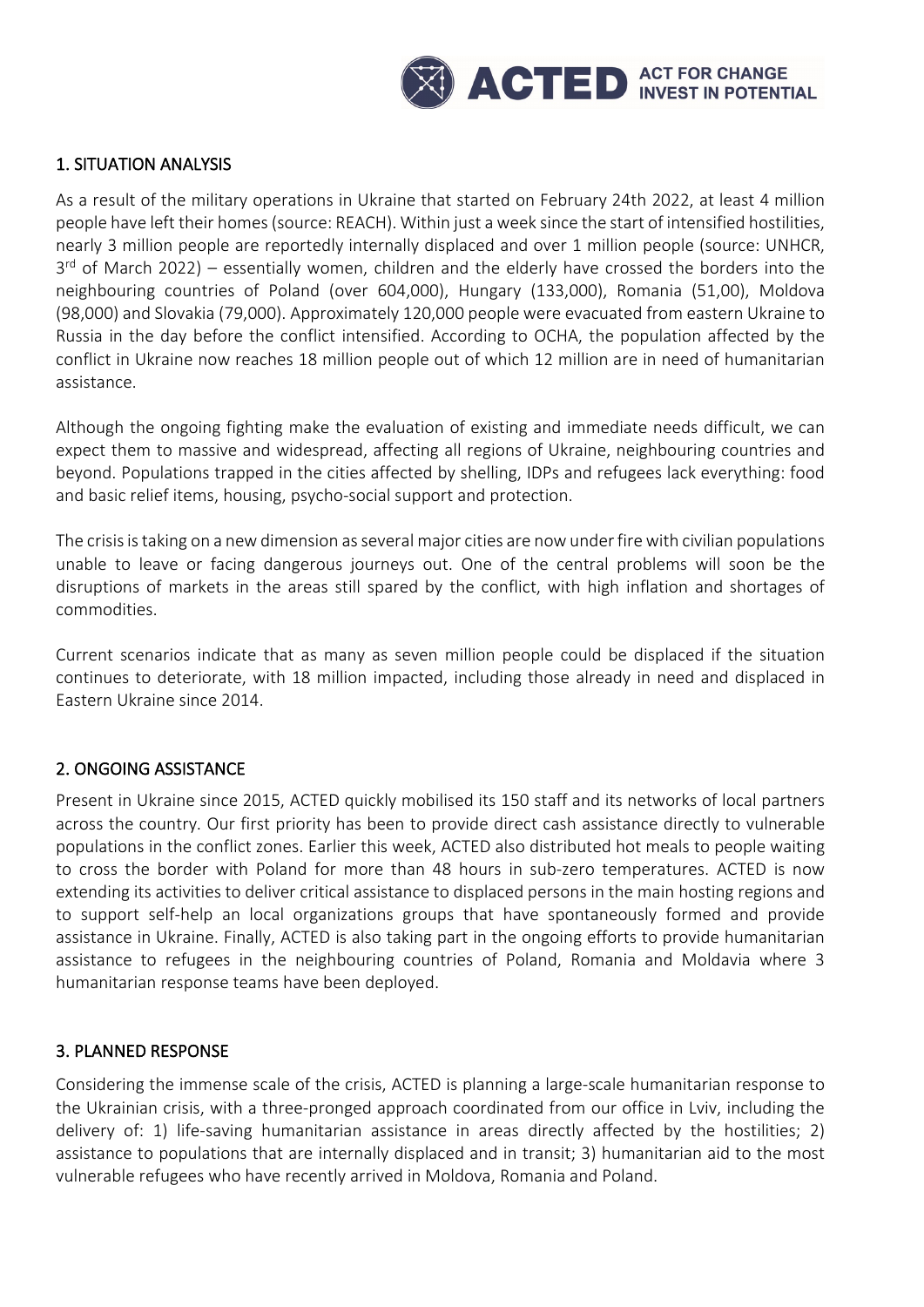## 1. SITUATION ANALYSIS

As a result of the military operations in Ukraine that started on February 24th 2022, at least 4 million people have left their homes (source: REACH). Within just a week since the start of intensified hostilities, nearly 3 million people are reportedly internally displaced and over 1 million people (source: UNHCR, 3rd of March 2022) – essentially women, children and the elderly have crossed the borders into the neighbouring countries of Poland (over 604,000), Hungary (133,000), Romania (51,00), Moldova (98,000) and Slovakia (79,000). Approximately 120,000 people were evacuated from eastern Ukraine to Russia in the day before the conflict intensified. According to OCHA, the population affected by the conflict in Ukraine now reaches 18 million people out of which 12 million are in need of humanitarian assistance.

Although the ongoing fighting make the evaluation of existing and immediate needs difficult, we can expect them to massive and widespread, affecting all regions of Ukraine, neighbouring countries and beyond. Populations trapped in the cities affected by shelling, IDPs and refugees lack everything: food and basic relief items, housing, psycho-social support and protection.

The crisis is taking on a new dimension as several major cities are now under fire with civilian populations unable to leave or facing dangerous journeys out. One of the central problems will soon be the disruptions of markets in the areas still spared by the conflict, with high inflation and shortages of commodities.

Current scenarios indicate that as many as seven million people could be displaced if the situation continues to deteriorate, with 18 million impacted, including those already in need and displaced in Eastern Ukraine since 2014.

## 2. ONGOING ASSISTANCE

Present in Ukraine since 2015, ACTED quickly mobilised its 150 staff and its networks of local partners across the country. Our first priority has been to provide direct cash assistance directly to vulnerable populations in the conflict zones. Earlier this week, ACTED also distributed hot meals to people waiting to cross the border with Poland for more than 48 hours in sub-zero temperatures. ACTED is now extending its activities to deliver critical assistance to displaced persons in the main hosting regions and to support self-help an local organizations groups that have spontaneously formed and provide assistance in Ukraine. Finally, ACTED is also taking part in the ongoing efforts to provide humanitarian assistance to refugees in the neighbouring countries of Poland, Romania and Moldavia where 3 humanitarian response teams have been deployed.

## 3. PLANNED RESPONSE

Considering the immense scale of the crisis, ACTED is planning a large-scale humanitarian response to the Ukrainian crisis, with a three-pronged approach coordinated from our office in Lviv, including the delivery of: 1) life-saving humanitarian assistance in areas directly affected by the hostilities; 2) assistance to populations that are internally displaced and in transit; 3) humanitarian aid to the most vulnerable refugees who have recently arrived in Moldova, Romania and Poland.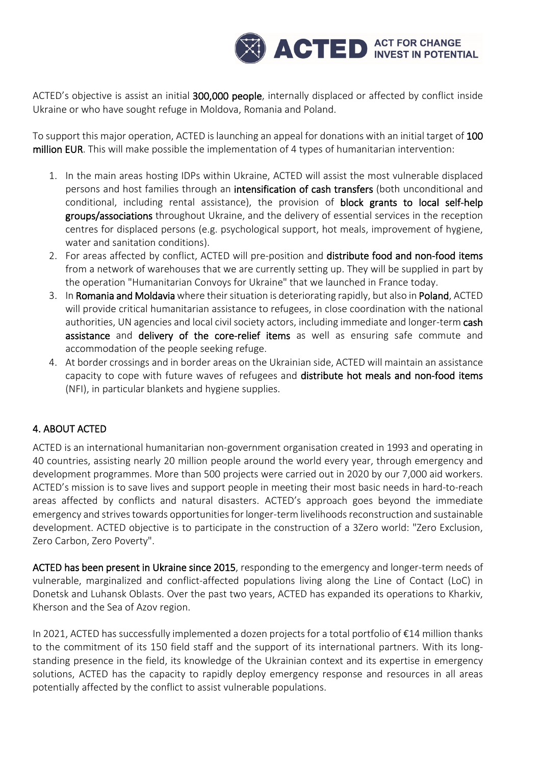ACTED's objective is assist an initial **300,000 people**, internally displaced or affected by conflict inside Ukraine or who have sought refuge in Moldova, Romania and Poland.

To support this major operation, ACTED is launching an appeal for donations with an initial target of **100 million EUR**. This will make possible the implementation of 4 types of humanitarian intervention:

1. In the main areas hosting IDPs within Ukraine, ACTED will assist the most vulnerable displaced persons and host families through an **intensification of cash transfers** (both unconditional and conditional, including rental assistance), the provision of **block grants to local self-help groups/associations** throughout Ukraine, and the delivery of essential services in the reception centres for displaced persons (e.g. psychological support, hot meals, improvement of hygiene, water and sanitation conditions).
2. For areas affected by conflict, ACTED will pre-position and **distribute food and non-food items** from a network of warehouses that we are currently setting up. They will be supplied in part by the operation "Humanitarian Convoys for Ukraine" that we launched in France today.
3. In **Romania and Moldavia** where their situation is deteriorating rapidly, but also in **Poland**, ACTED will provide critical humanitarian assistance to refugees, in close coordination with the national authorities, UN agencies and local civil society actors, including immediate and longer-term **cash assistance** and **delivery of the core-relief items** as well as ensuring safe commute and accommodation of the people seeking refuge.
4. At border crossings and in border areas on the Ukrainian side, ACTED will maintain an assistance capacity to cope with future waves of refugees and **distribute hot meals and non-food items** (NFI), in particular blankets and hygiene supplies.

## 4. ABOUT ACTED

ACTED is an international humanitarian non-government organisation created in 1993 and operating in 40 countries, assisting nearly 20 million people around the world every year, through emergency and development programmes. More than 500 projects were carried out in 2020 by our 7,000 aid workers. ACTED's mission is to save lives and support people in meeting their most basic needs in hard-to-reach areas affected by conflicts and natural disasters. ACTED's approach goes beyond the immediate emergency and strives towards opportunities for longer-term livelihoods reconstruction and sustainable development. ACTED objective is to participate in the construction of a 3Zero world: "Zero Exclusion, Zero Carbon, Zero Poverty".

**ACTED has been present in Ukraine since 2015**, responding to the emergency and longer-term needs of vulnerable, marginalized and conflict-affected populations living along the Line of Contact (LoC) in Donetsk and Luhansk Oblasts. Over the past two years, ACTED has expanded its operations to Kharkiv, Kherson and the Sea of Azov region.

In 2021, ACTED has successfully implemented a dozen projects for a total portfolio of €14 million thanks to the commitment of its 150 field staff and the support of its international partners. With its long-standing presence in the field, its knowledge of the Ukrainian context and its expertise in emergency solutions, ACTED has the capacity to rapidly deploy emergency response and resources in all areas potentially affected by the conflict to assist vulnerable populations.